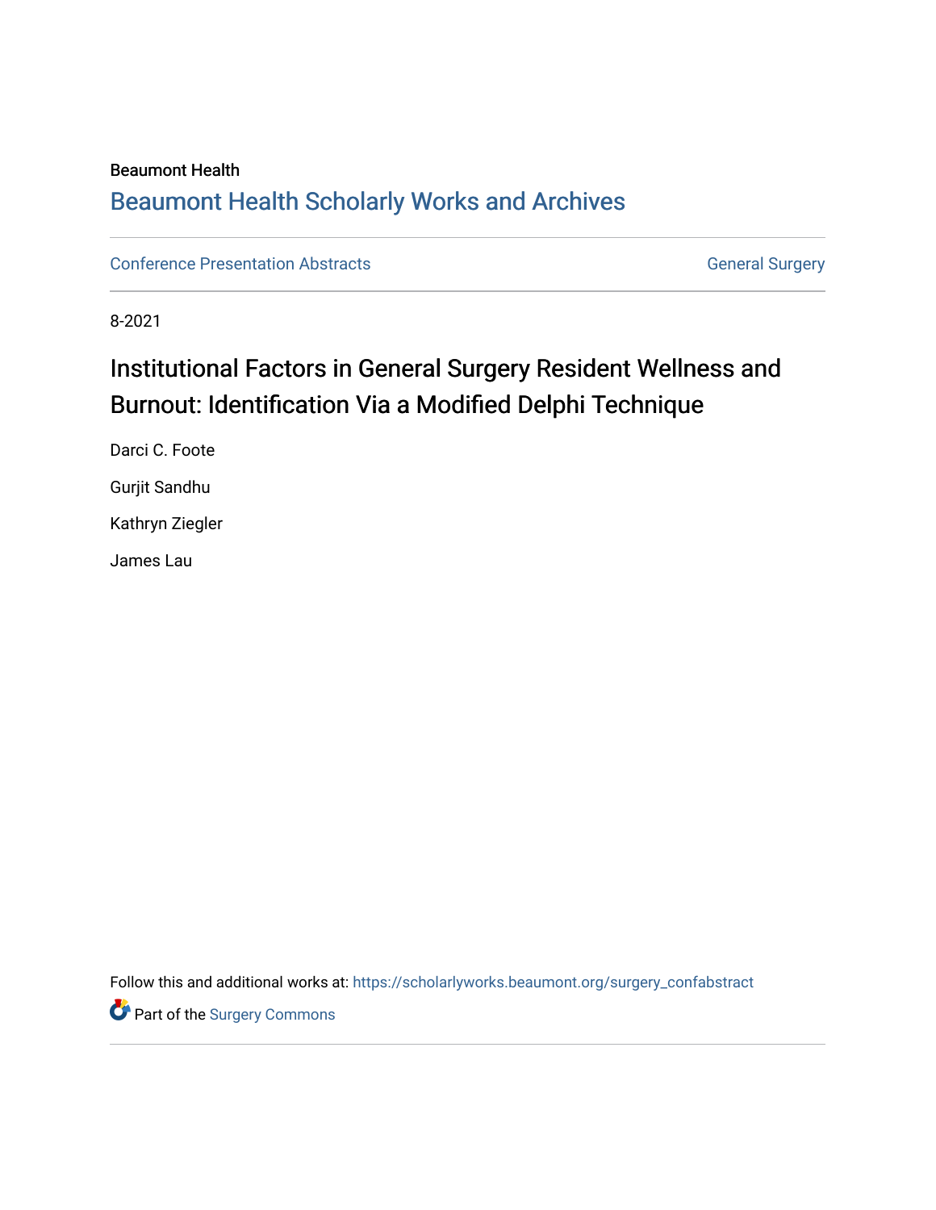Beaumont Health

## Beaumont Health Scholarly Works and Archives

Conference Presentation Abstracts | General Surgery

8-2021

# Institutional Factors in General Surgery Resident Wellness and Burnout: Identification Via a Modified Delphi Technique

Darci C. Foote

Gurjit Sandhu

Kathryn Ziegler

James Lau

Follow this and additional works at: https://scholarlyworks.beaumont.org/surgery_confabstract

Part of the Surgery Commons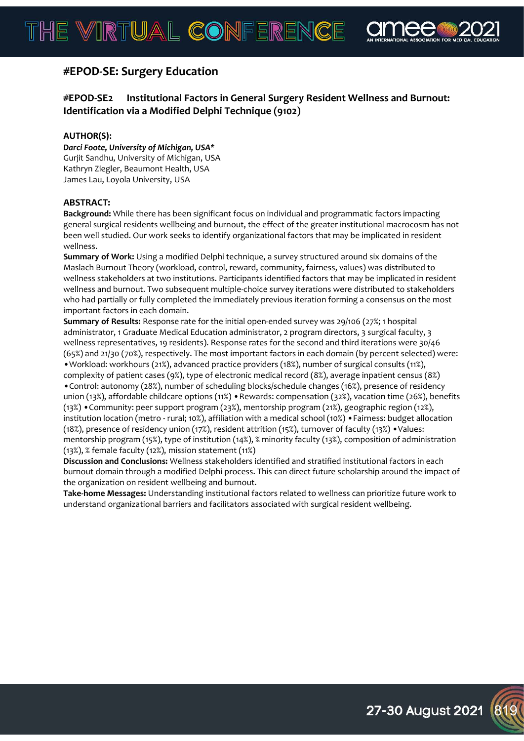## #EPOD-SE: Surgery Education

### #EPOD-SE2 Institutional Factors in General Surgery Resident Wellness and Burnout: Identification via a Modified Delphi Technique (9102)

**AUTHOR(S):**

***Darci Foote, University of Michigan, USA****
Gurjit Sandhu, University of Michigan, USA
Kathryn Ziegler, Beaumont Health, USA
James Lau, Loyola University, USA

**ABSTRACT:**

**Background:** While there has been significant focus on individual and programmatic factors impacting general surgical residents wellbeing and burnout, the effect of the greater institutional macrocosm has not been well studied. Our work seeks to identify organizational factors that may be implicated in resident wellness.

**Summary of Work:** Using a modified Delphi technique, a survey structured around six domains of the Maslach Burnout Theory (workload, control, reward, community, fairness, values) was distributed to wellness stakeholders at two institutions. Participants identified factors that may be implicated in resident wellness and burnout. Two subsequent multiple-choice survey iterations were distributed to stakeholders who had partially or fully completed the immediately previous iteration forming a consensus on the most important factors in each domain.

**Summary of Results:** Response rate for the initial open-ended survey was 29/106 (27%; 1 hospital administrator, 1 Graduate Medical Education administrator, 2 program directors, 3 surgical faculty, 3 wellness representatives, 19 residents). Response rates for the second and third iterations were 30/46 (65%) and 21/30 (70%), respectively. The most important factors in each domain (by percent selected) were:
• Workload: workhours (21%), advanced practice providers (18%), number of surgical consults (11%), complexity of patient cases (9%), type of electronic medical record (8%), average inpatient census (8%)
• Control: autonomy (28%), number of scheduling blocks/schedule changes (16%), presence of residency union (13%), affordable childcare options (11%) • Rewards: compensation (32%), vacation time (26%), benefits (13%) • Community: peer support program (23%), mentorship program (21%), geographic region (12%), institution location (metro - rural; 10%), affiliation with a medical school (10%) • Fairness: budget allocation (18%), presence of residency union (17%), resident attrition (15%), turnover of faculty (13%) • Values: mentorship program (15%), type of institution (14%), % minority faculty (13%), composition of administration (13%), % female faculty (12%), mission statement (11%)

**Discussion and Conclusions:** Wellness stakeholders identified and stratified institutional factors in each burnout domain through a modified Delphi process. This can direct future scholarship around the impact of the organization on resident wellbeing and burnout.

**Take-home Messages:** Understanding institutional factors related to wellness can prioritize future work to understand organizational barriers and facilitators associated with surgical resident wellbeing.